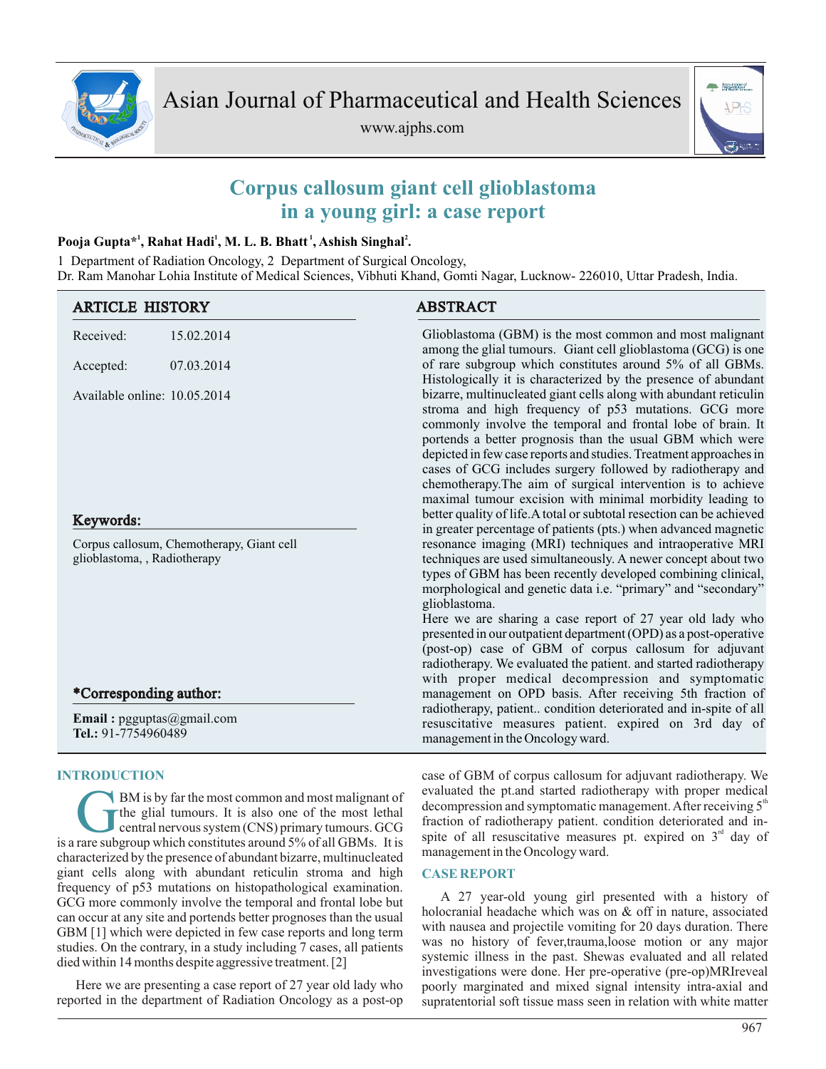# Corpus callosum giant cell glioblastoma in a young girl: a case report

**Pooja Gupta*[1], Rahat Hadi[1], M. L. B. Bhatt[1], Ashish Singhal[2].**

1 Department of Radiation Oncology, 2 Department of Surgical Oncology,
Dr. Ram Manohar Lohia Institute of Medical Sciences, Vibhuti Khand, Gomti Nagar, Lucknow- 226010, Uttar Pradesh, India.

## ARTICLE HISTORY

Received: 15.02.2014

Accepted: 07.03.2014

Available online: 10.05.2014

## Keywords:

Corpus callosum, Chemotherapy, Giant cell glioblastoma, , Radiotherapy

## *Corresponding author:

**Email :** pgguptas@gmail.com
**Tel.:** 91-7754960489

## ABSTRACT

Glioblastoma (GBM) is the most common and most malignant among the glial tumours. Giant cell glioblastoma (GCG) is one of rare subgroup which constitutes around 5% of all GBMs. Histologically it is characterized by the presence of abundant bizarre, multinucleated giant cells along with abundant reticulin stroma and high frequency of p53 mutations. GCG more commonly involve the temporal and frontal lobe of brain. It portends a better prognosis than the usual GBM which were depicted in few case reports and studies. Treatment approaches in cases of GCG includes surgery followed by radiotherapy and chemotherapy.The aim of surgical intervention is to achieve maximal tumour excision with minimal morbidity leading to better quality of life.A total or subtotal resection can be achieved in greater percentage of patients (pts.) when advanced magnetic resonance imaging (MRI) techniques and intraoperative MRI techniques are used simultaneously. A newer concept about two types of GBM has been recently developed combining clinical, morphological and genetic data i.e. "primary" and "secondary" glioblastoma.

Here we are sharing a case report of 27 year old lady who presented in our outpatient department (OPD) as a post-operative (post-op) case of GBM of corpus callosum for adjuvant radiotherapy. We evaluated the patient. and started radiotherapy with proper medical decompression and symptomatic management on OPD basis. After receiving 5th fraction of radiotherapy, patient.. condition deteriorated and in-spite of all resuscitative measures patient. expired on 3rd day of management in the Oncology ward.

## INTRODUCTION

GBM is by far the most common and most malignant of the glial tumours. It is also one of the most lethal central nervous system (CNS) primary tumours. GCG is a rare subgroup which constitutes around 5% of all GBMs. It is characterized by the presence of abundant bizarre, multinucleated giant cells along with abundant reticulin stroma and high frequency of p53 mutations on histopathological examination. GCG more commonly involve the temporal and frontal lobe but can occur at any site and portends better prognoses than the usual GBM [1] which were depicted in few case reports and long term studies. On the contrary, in a study including 7 cases, all patients died within 14 months despite aggressive treatment. [2]

Here we are presenting a case report of 27 year old lady who reported in the department of Radiation Oncology as a post-op case of GBM of corpus callosum for adjuvant radiotherapy. We evaluated the pt.and started radiotherapy with proper medical decompression and symptomatic management. After receiving 5th fraction of radiotherapy patient. condition deteriorated and in-spite of all resuscitative measures pt. expired on 3rd day of management in the Oncology ward.

## CASE REPORT

A 27 year-old young girl presented with a history of holocranial headache which was on & off in nature, associated with nausea and projectile vomiting for 20 days duration. There was no history of fever,trauma,loose motion or any major systemic illness in the past. Shewas evaluated and all related investigations were done. Her pre-operative (pre-op)MRIreveal poorly marginated and mixed signal intensity intra-axial and supratentorial soft tissue mass seen in relation with white matter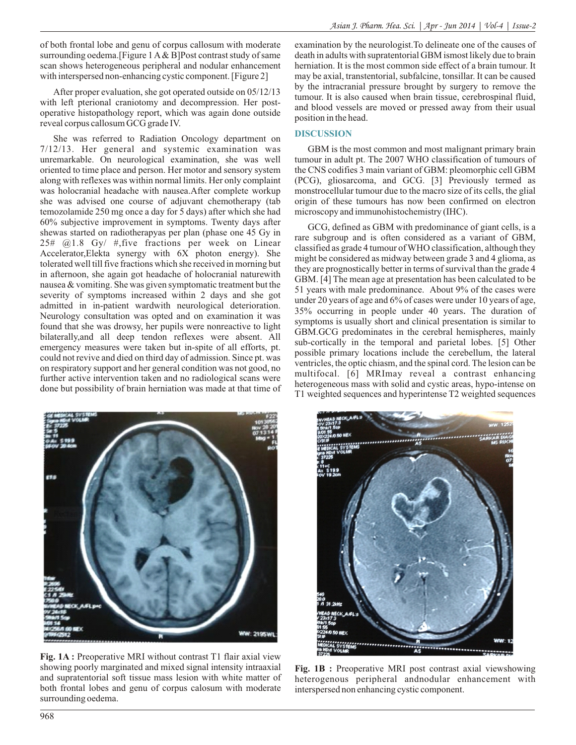of both frontal lobe and genu of corpus callosum with moderate surrounding oedema.[Figure 1 A & B]Post contrast study of same scan shows heterogeneous peripheral and nodular enhancement with interspersed non-enhancing cystic component. [Figure 2]

After proper evaluation, she got operated outside on 05/12/13 with left pterional craniotomy and decompression. Her post-operative histopathology report, which was again done outside reveal corpus callosum GCG grade IV.

She was referred to Radiation Oncology department on 7/12/13. Her general and systemic examination was unremarkable. On neurological examination, she was well oriented to time place and person. Her motor and sensory system along with reflexes was within normal limits. Her only complaint was holocranial headache with nausea.After complete workup she was advised one course of adjuvant chemotherapy (tab temozolamide 250 mg once a day for 5 days) after which she had 60% subjective improvement in symptoms. Twenty days after shewas started on radiotherapyas per plan (phase one 45 Gy in 25# @1.8 Gy/ #,five fractions per week on Linear Accelerator,Elekta synergy with 6X photon energy). She tolerated well till five fractions which she received in morning but in afternoon, she again got headache of holocranial naturewith nausea & vomiting. She was given symptomatic treatment but the severity of symptoms increased within 2 days and she got admitted in in-patient wardwith neurological deterioration. Neurology consultation was opted and on examination it was found that she was drowsy, her pupils were nonreactive to light bilaterally,and all deep tendon reflexes were absent. All emergency measures were taken but in-spite of all efforts, pt. could not revive and died on third day of admission. Since pt. was on respiratory support and her general condition was not good, no further active intervention taken and no radiological scans were done but possibility of brain herniation was made at that time of examination by the neurologist.To delineate one of the causes of death in adults with supratentorial GBM ismost likely due to brain herniation. It is the most common side effect of a brain tumour. It may be axial, transtentorial, subfalcine, tonsillar. It can be caused by the intracranial pressure brought by surgery to remove the tumour. It is also caused when brain tissue, cerebrospinal fluid, and blood vessels are moved or pressed away from their usual position in the head.

## DISCUSSION

GBM is the most common and most malignant primary brain tumour in adult pt. The 2007 WHO classification of tumours of the CNS codifies 3 main variant of GBM: pleomorphic cell GBM (PCG), gliosarcoma, and GCG. [3] Previously termed as monstrocellular tumour due to the macro size of its cells, the glial origin of these tumours has now been confirmed on electron microscopy and immunohistochemistry (IHC).

GCG, defined as GBM with predominance of giant cells, is a rare subgroup and is often considered as a variant of GBM, classified as grade 4 tumour of WHO classification, although they might be considered as midway between grade 3 and 4 glioma, as they are prognostically better in terms of survival than the grade 4 GBM. [4] The mean age at presentation has been calculated to be 51 years with male predominance. About 9% of the cases were under 20 years of age and 6% of cases were under 10 years of age, 35% occurring in people under 40 years. The duration of symptoms is usually short and clinical presentation is similar to GBM.GCG predominates in the cerebral hemispheres, mainly sub-cortically in the temporal and parietal lobes. [5] Other possible primary locations include the cerebellum, the lateral ventricles, the optic chiasm, and the spinal cord. The lesion can be multifocal. [6] MRImay reveal a contrast enhancing heterogeneous mass with solid and cystic areas, hypo-intense on T1 weighted sequences and hyperintense T2 weighted sequences

**Fig. 1A :** Preoperative MRI without contrast T1 flair axial view showing poorly marginated and mixed signal intensity intraaxial and supratentorial soft tissue mass lesion with white matter of both frontal lobes and genu of corpus calosum with moderate surrounding oedema.

**Fig. 1B :** Preoperative MRI post contrast axial viewshowing heterogenous peripheral andnodular enhancement with interspersed non enhancing cystic component.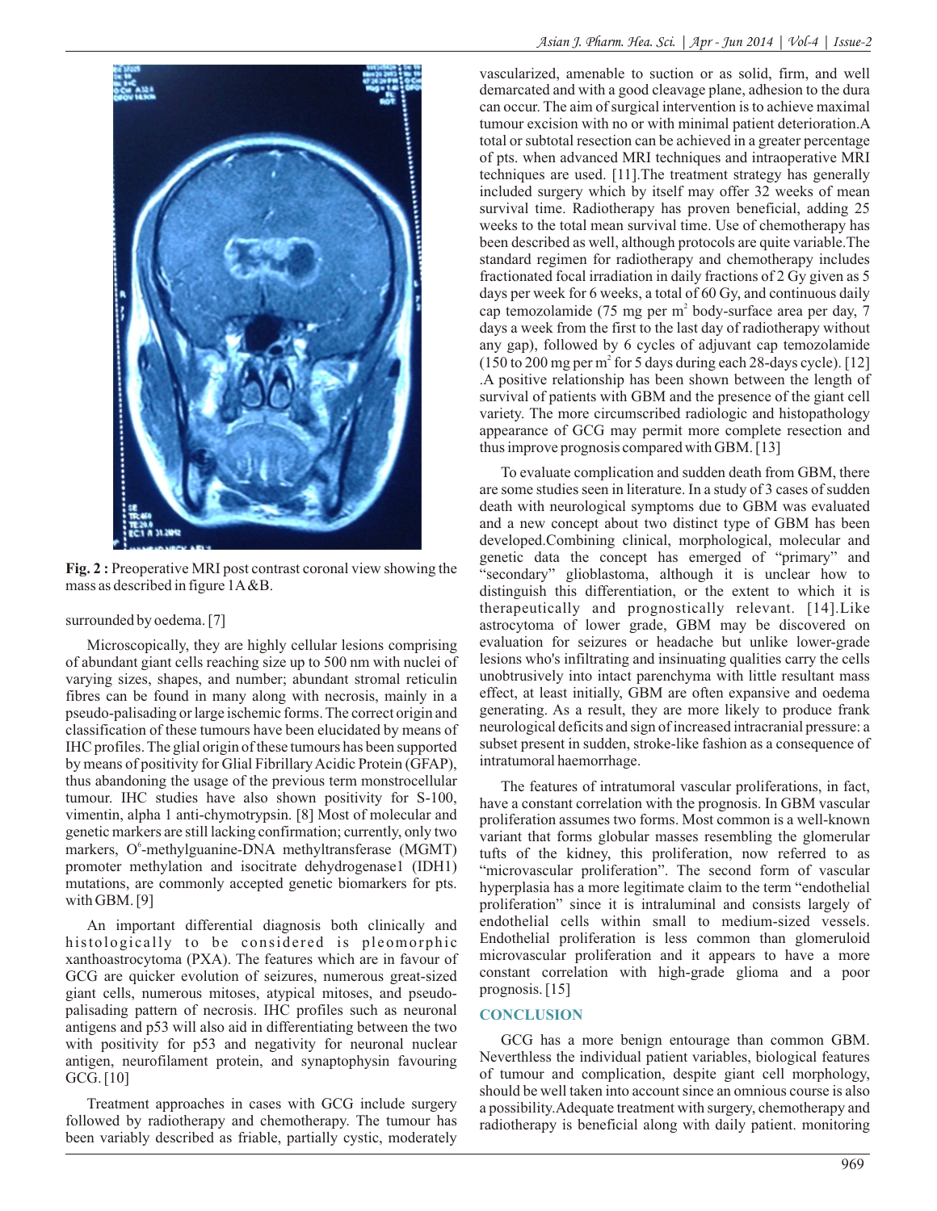**Fig. 2 :** Preoperative MRI post contrast coronal view showing the mass as described in figure 1A&B.

surrounded by oedema. [7]

Microscopically, they are highly cellular lesions comprising of abundant giant cells reaching size up to 500 nm with nuclei of varying sizes, shapes, and number; abundant stromal reticulin fibres can be found in many along with necrosis, mainly in a pseudo-palisading or large ischemic forms. The correct origin and classification of these tumours have been elucidated by means of IHC profiles. The glial origin of these tumours has been supported by means of positivity for Glial Fibrillary Acidic Protein (GFAP), thus abandoning the usage of the previous term monstrocellular tumour. IHC studies have also shown positivity for S-100, vimentin, alpha 1 anti-chymotrypsin. [8] Most of molecular and genetic markers are still lacking confirmation; currently, only two markers, $O^6$-methylguanine-DNA methyltransferase (MGMT) promoter methylation and isocitrate dehydrogenase1 (IDH1) mutations, are commonly accepted genetic biomarkers for pts. with GBM. [9]

An important differential diagnosis both clinically and histologically to be considered is pleomorphic xanthoastrocytoma (PXA). The features which are in favour of GCG are quicker evolution of seizures, numerous great-sized giant cells, numerous mitoses, atypical mitoses, and pseudo-palisading pattern of necrosis. IHC profiles such as neuronal antigens and p53 will also aid in differentiating between the two with positivity for p53 and negativity for neuronal nuclear antigen, neurofilament protein, and synaptophysin favouring GCG. [10]

Treatment approaches in cases with GCG include surgery followed by radiotherapy and chemotherapy. The tumour has been variably described as friable, partially cystic, moderately vascularized, amenable to suction or as solid, firm, and well demarcated and with a good cleavage plane, adhesion to the dura can occur. The aim of surgical intervention is to achieve maximal tumour excision with no or with minimal patient deterioration.A total or subtotal resection can be achieved in a greater percentage of pts. when advanced MRI techniques and intraoperative MRI techniques are used. [11].The treatment strategy has generally included surgery which by itself may offer 32 weeks of mean survival time. Radiotherapy has proven beneficial, adding 25 weeks to the total mean survival time. Use of chemotherapy has been described as well, although protocols are quite variable.The standard regimen for radiotherapy and chemotherapy includes fractionated focal irradiation in daily fractions of 2 Gy given as 5 days per week for 6 weeks, a total of 60 Gy, and continuous daily cap temozolamide (75 mg per $m^2$ body-surface area per day, 7 days a week from the first to the last day of radiotherapy without any gap), followed by 6 cycles of adjuvant cap temozolamide (150 to 200 mg per $m^2$ for 5 days during each 28-days cycle). [12] .A positive relationship has been shown between the length of survival of patients with GBM and the presence of the giant cell variety. The more circumscribed radiologic and histopathology appearance of GCG may permit more complete resection and thus improve prognosis compared with GBM. [13]

To evaluate complication and sudden death from GBM, there are some studies seen in literature. In a study of 3 cases of sudden death with neurological symptoms due to GBM was evaluated and a new concept about two distinct type of GBM has been developed.Combining clinical, morphological, molecular and genetic data the concept has emerged of "primary" and "secondary" glioblastoma, although it is unclear how to distinguish this differentiation, or the extent to which it is therapeutically and prognostically relevant. [14].Like astrocytoma of lower grade, GBM may be discovered on evaluation for seizures or headache but unlike lower-grade lesions who's infiltrating and insinuating cells carry the cells unobtrusively into intact parenchyma with little resultant mass effect, at least initially, GBM are often expansive and oedema generating. As a result, they are more likely to produce frank neurological deficits and sign of increased intracranial pressure: a subset present in sudden, stroke-like fashion as a consequence of intratumoral haemorrhage.

The features of intratumoral vascular proliferations, in fact, have a constant correlation with the prognosis. In GBM vascular proliferation assumes two forms. Most common is a well-known variant that forms globular masses resembling the glomerular tufts of the kidney, this proliferation, now referred to as "microvascular proliferation". The second form of vascular hyperplasia has a more legitimate claim to the term "endothelial proliferation" since it is intraluminal and consists largely of endothelial cells within small to medium-sized vessels. Endothelial proliferation is less common than glomeruloid microvascular proliferation and it appears to have a more constant correlation with high-grade glioma and a poor prognosis. [15]

## CONCLUSION

GCG has a more benign entourage than common GBM. Neverthless the individual patient variables, biological features of tumour and complication, despite giant cell morphology, should be well taken into account since an omnious course is also a possibility.Adequate treatment with surgery, chemotherapy and radiotherapy is beneficial along with daily patient. monitoring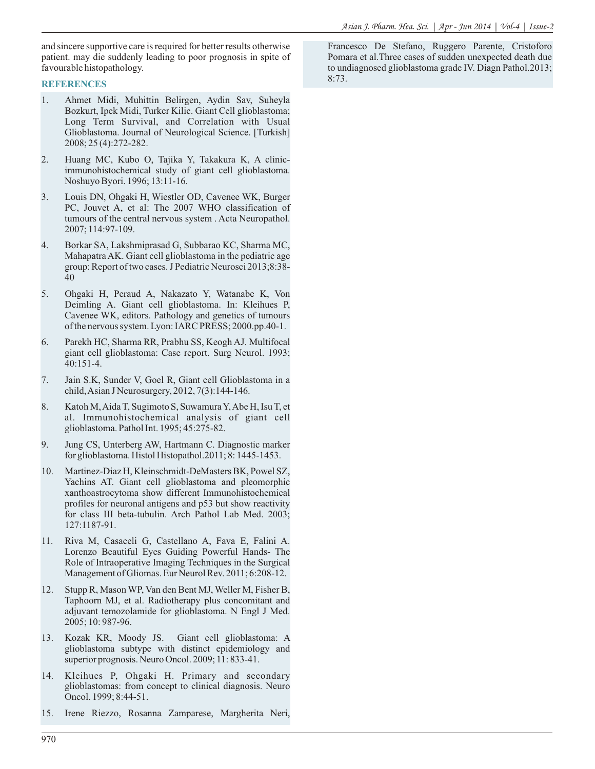and sincere supportive care is required for better results otherwise patient. may die suddenly leading to poor prognosis in spite of favourable histopathology.

## REFERENCES

1. Ahmet Midi, Muhittin Belirgen, Aydin Sav, Suheyla Bozkurt, Ipek Midi, Turker Kilic. Giant Cell glioblastoma; Long Term Survival, and Correlation with Usual Glioblastoma. Journal of Neurological Science. [Turkish] 2008; 25 (4):272-282.
2. Huang MC, Kubo O, Tajika Y, Takakura K, A clinic-immunohistochemical study of giant cell glioblastoma. Noshuyo Byori. 1996; 13:11-16.
3. Louis DN, Ohgaki H, Wiestler OD, Cavenee WK, Burger PC, Jouvet A, et al: The 2007 WHO classification of tumours of the central nervous system . Acta Neuropathol. 2007; 114:97-109.
4. Borkar SA, Lakshmiprasad G, Subbarao KC, Sharma MC, Mahapatra AK. Giant cell glioblastoma in the pediatric age group: Report of two cases. J Pediatric Neurosci 2013;8:38-40
5. Ohgaki H, Peraud A, Nakazato Y, Watanabe K, Von Deimling A. Giant cell glioblastoma. In: Kleihues P, Cavenee WK, editors. Pathology and genetics of tumours of the nervous system. Lyon: IARC PRESS; 2000.pp.40-1.
6. Parekh HC, Sharma RR, Prabhu SS, Keogh AJ. Multifocal giant cell glioblastoma: Case report. Surg Neurol. 1993; 40:151-4.
7. Jain S.K, Sunder V, Goel R, Giant cell Glioblastoma in a child, Asian J Neurosurgery, 2012, 7(3):144-146.
8. Katoh M, Aida T, Sugimoto S, Suwamura Y, Abe H, Isu T, et al. Immunohistochemical analysis of giant cell glioblastoma. Pathol Int. 1995; 45:275-82.
9. Jung CS, Unterberg AW, Hartmann C. Diagnostic marker for glioblastoma. Histol Histopathol.2011; 8: 1445-1453.
10. Martinez-Diaz H, Kleinschmidt-DeMasters BK, Powel SZ, Yachins AT. Giant cell glioblastoma and pleomorphic xanthoastrocytoma show different Immunohistochemical profiles for neuronal antigens and p53 but show reactivity for class III beta-tubulin. Arch Pathol Lab Med. 2003; 127:1187-91.
11. Riva M, Casaceli G, Castellano A, Fava E, Falini A. Lorenzo Beautiful Eyes Guiding Powerful Hands- The Role of Intraoperative Imaging Techniques in the Surgical Management of Gliomas. Eur Neurol Rev. 2011; 6:208-12.
12. Stupp R, Mason WP, Van den Bent MJ, Weller M, Fisher B, Taphoorn MJ, et al. Radiotherapy plus concomitant and adjuvant temozolamide for glioblastoma. N Engl J Med. 2005; 10: 987-96.
13. Kozak KR, Moody JS. Giant cell glioblastoma: A glioblastoma subtype with distinct epidemiology and superior prognosis. Neuro Oncol. 2009; 11: 833-41.
14. Kleihues P, Ohgaki H. Primary and secondary glioblastomas: from concept to clinical diagnosis. Neuro Oncol. 1999; 8:44-51.
15. Irene Riezzo, Rosanna Zamparese, Margherita Neri, Francesco De Stefano, Ruggero Parente, Cristoforo Pomara et al.Three cases of sudden unexpected death due to undiagnosed glioblastoma grade IV. Diagn Pathol.2013; 8:73.